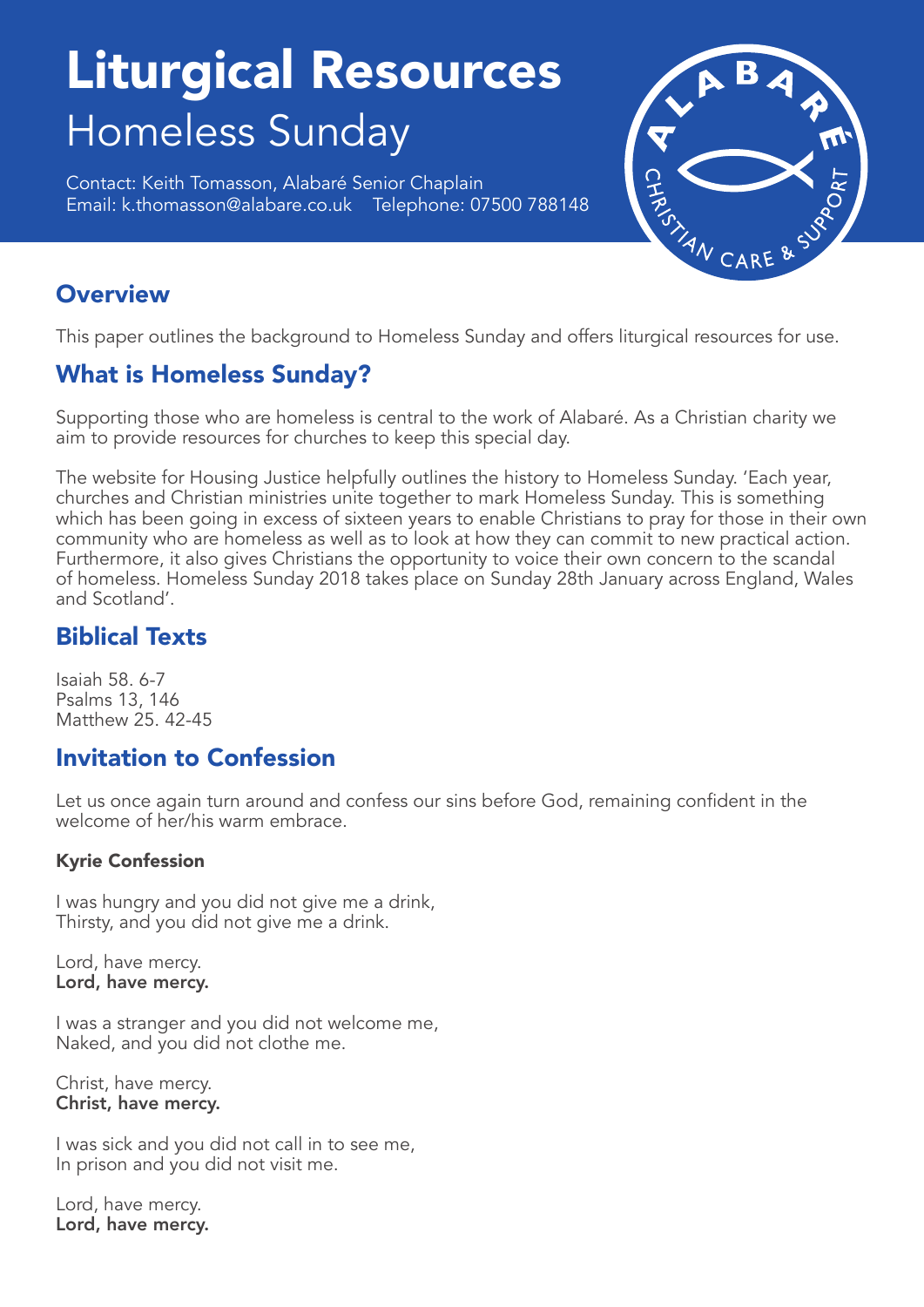# Liturgical Resources

## Homeless Sunday

Contact: Keith Tomasson, Alabaré Senior Chaplain
Email: k.thomasson@alabare.co.uk  Telephone: 07500 788148

## Overview

This paper outlines the background to Homeless Sunday and offers liturgical resources for use.

## What is Homeless Sunday?

Supporting those who are homeless is central to the work of Alabaré. As a Christian charity we aim to provide resources for churches to keep this special day.

The website for Housing Justice helpfully outlines the history to Homeless Sunday. 'Each year, churches and Christian ministries unite together to mark Homeless Sunday. This is something which has been going in excess of sixteen years to enable Christians to pray for those in their own community who are homeless as well as to look at how they can commit to new practical action. Furthermore, it also gives Christians the opportunity to voice their own concern to the scandal of homeless. Homeless Sunday 2018 takes place on Sunday 28th January across England, Wales and Scotland'.

## Biblical Texts

Isaiah 58. 6-7
Psalms 13, 146
Matthew 25. 42-45

## Invitation to Confession

Let us once again turn around and confess our sins before God, remaining confident in the welcome of her/his warm embrace.

### Kyrie Confession

I was hungry and you did not give me a drink,
Thirsty, and you did not give me a drink.

Lord, have mercy.
**Lord, have mercy.**

I was a stranger and you did not welcome me,
Naked, and you did not clothe me.

Christ, have mercy.
**Christ, have mercy.**

I was sick and you did not call in to see me,
In prison and you did not visit me.

Lord, have mercy.
**Lord, have mercy.**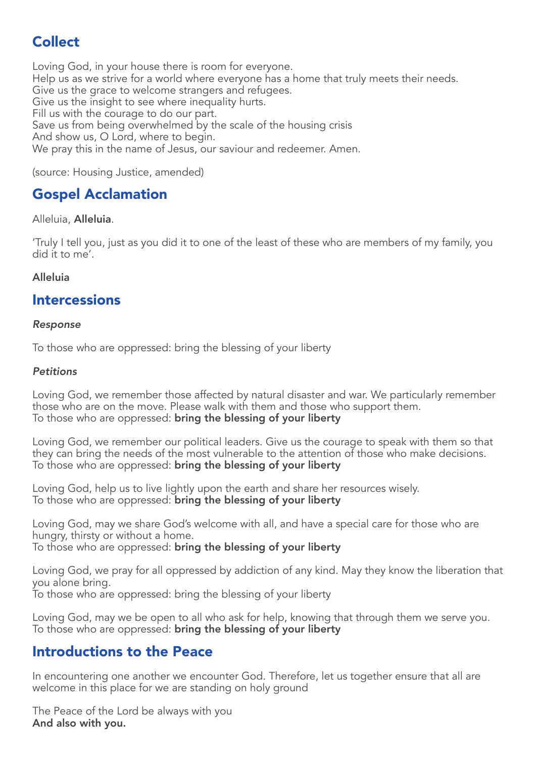## Collect

Loving God, in your house there is room for everyone.
Help us as we strive for a world where everyone has a home that truly meets their needs.
Give us the grace to welcome strangers and refugees.
Give us the insight to see where inequality hurts.
Fill us with the courage to do our part.
Save us from being overwhelmed by the scale of the housing crisis
And show us, O Lord, where to begin.
We pray this in the name of Jesus, our saviour and redeemer. Amen.

(source: Housing Justice, amended)

## Gospel Acclamation

Alleluia, **Alleluia**.

'Truly I tell you, just as you did it to one of the least of these who are members of my family, you did it to me'.

**Alleluia**

## Intercessions

*Response*

To those who are oppressed: bring the blessing of your liberty

*Petitions*

Loving God, we remember those affected by natural disaster and war. We particularly remember those who are on the move. Please walk with them and those who support them.
To those who are oppressed: **bring the blessing of your liberty**

Loving God, we remember our political leaders. Give us the courage to speak with them so that they can bring the needs of the most vulnerable to the attention of those who make decisions.
To those who are oppressed: **bring the blessing of your liberty**

Loving God, help us to live lightly upon the earth and share her resources wisely.
To those who are oppressed: **bring the blessing of your liberty**

Loving God, may we share God's welcome with all, and have a special care for those who are hungry, thirsty or without a home.
To those who are oppressed: **bring the blessing of your liberty**

Loving God, we pray for all oppressed by addiction of any kind. May they know the liberation that you alone bring.
To those who are oppressed: bring the blessing of your liberty

Loving God, may we be open to all who ask for help, knowing that through them we serve you.
To those who are oppressed: **bring the blessing of your liberty**

## Introductions to the Peace

In encountering one another we encounter God. Therefore, let us together ensure that all are welcome in this place for we are standing on holy ground

The Peace of the Lord be always with you
**And also with you.**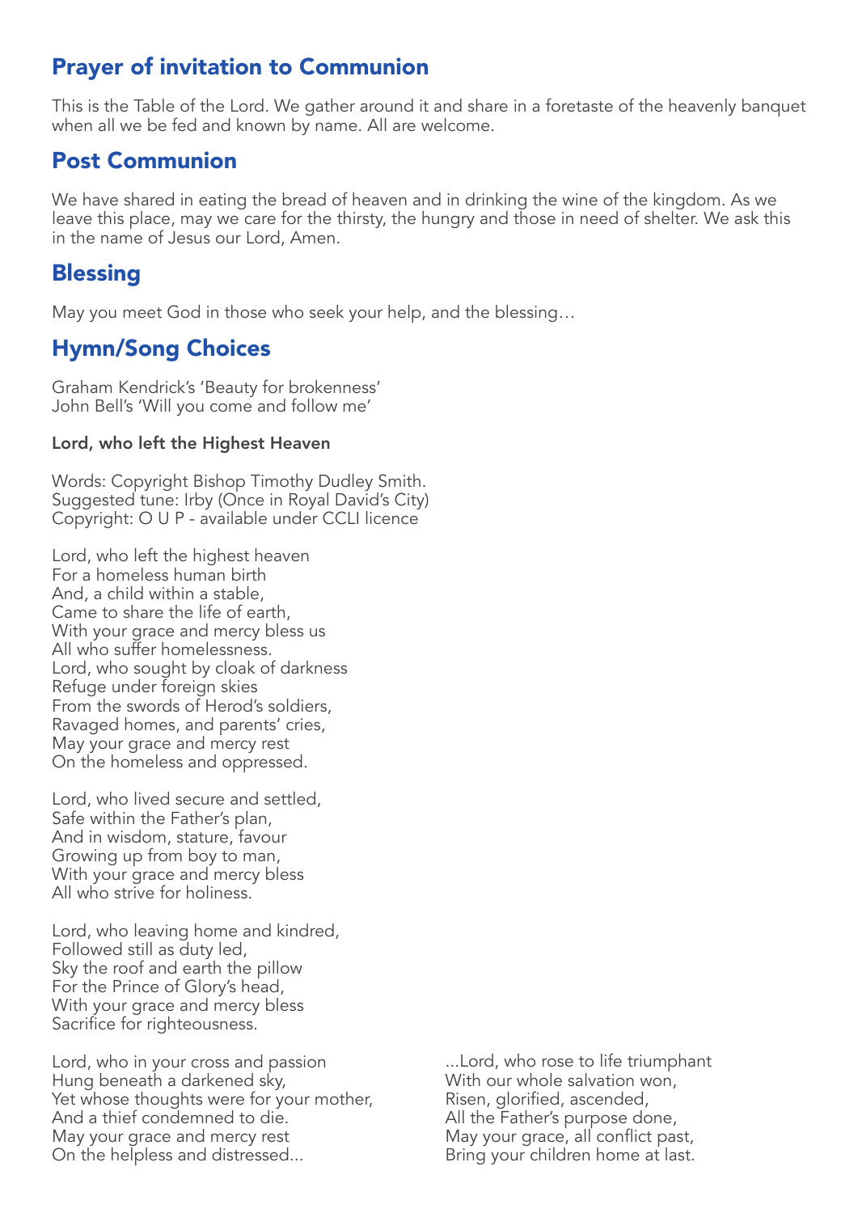## Prayer of invitation to Communion

This is the Table of the Lord. We gather around it and share in a foretaste of the heavenly banquet when all we be fed and known by name. All are welcome.

## Post Communion

We have shared in eating the bread of heaven and in drinking the wine of the kingdom. As we leave this place, may we care for the thirsty, the hungry and those in need of shelter. We ask this in the name of Jesus our Lord, Amen.

## Blessing

May you meet God in those who seek your help, and the blessing…

## Hymn/Song Choices

Graham Kendrick's 'Beauty for brokenness'
John Bell's 'Will you come and follow me'

**Lord, who left the Highest Heaven**

Words: Copyright Bishop Timothy Dudley Smith.
Suggested tune: Irby (Once in Royal David's City)
Copyright: O U P - available under CCLI licence

Lord, who left the highest heaven
For a homeless human birth
And, a child within a stable,
Came to share the life of earth,
With your grace and mercy bless us
All who suffer homelessness.
Lord, who sought by cloak of darkness
Refuge under foreign skies
From the swords of Herod's soldiers,
Ravaged homes, and parents' cries,
May your grace and mercy rest
On the homeless and oppressed.

Lord, who lived secure and settled,
Safe within the Father's plan,
And in wisdom, stature, favour
Growing up from boy to man,
With your grace and mercy bless
All who strive for holiness.

Lord, who leaving home and kindred,
Followed still as duty led,
Sky the roof and earth the pillow
For the Prince of Glory's head,
With your grace and mercy bless
Sacrifice for righteousness.

Lord, who in your cross and passion
Hung beneath a darkened sky,
Yet whose thoughts were for your mother,
And a thief condemned to die.
May your grace and mercy rest
On the helpless and distressed...

...Lord, who rose to life triumphant
With our whole salvation won,
Risen, glorified, ascended,
All the Father's purpose done,
May your grace, all conflict past,
Bring your children home at last.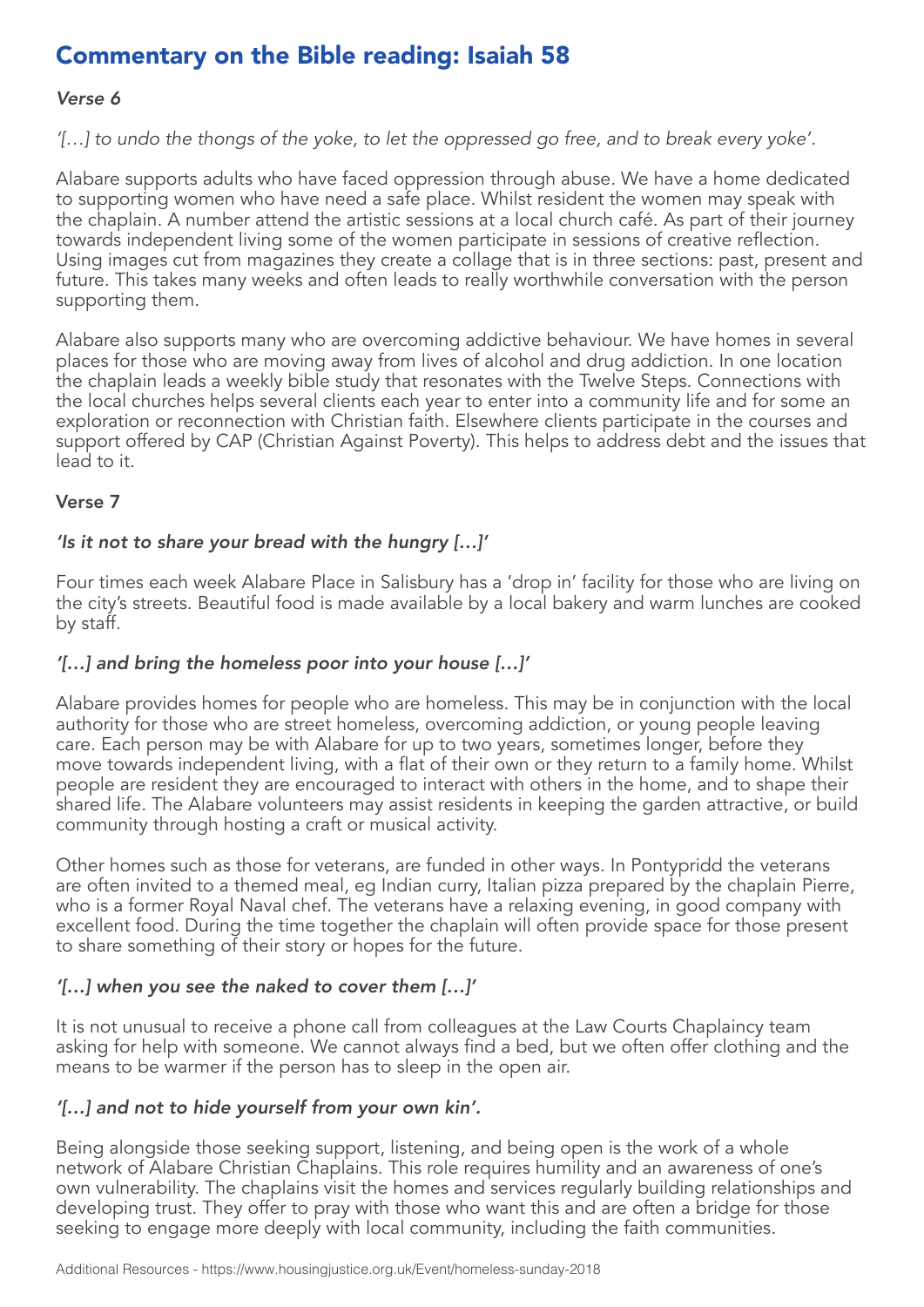# Commentary on the Bible reading: Isaiah 58

*Verse 6*

*'[…] to undo the thongs of the yoke, to let the oppressed go free, and to break every yoke'.*

Alabare supports adults who have faced oppression through abuse. We have a home dedicated to supporting women who have need a safe place. Whilst resident the women may speak with the chaplain. A number attend the artistic sessions at a local church café. As part of their journey towards independent living some of the women participate in sessions of creative reflection. Using images cut from magazines they create a collage that is in three sections: past, present and future. This takes many weeks and often leads to really worthwhile conversation with the person supporting them.

Alabare also supports many who are overcoming addictive behaviour. We have homes in several places for those who are moving away from lives of alcohol and drug addiction. In one location the chaplain leads a weekly bible study that resonates with the Twelve Steps. Connections with the local churches helps several clients each year to enter into a community life and for some an exploration or reconnection with Christian faith. Elsewhere clients participate in the courses and support offered by CAP (Christian Against Poverty). This helps to address debt and the issues that lead to it.

**Verse 7**

***'Is it not to share your bread with the hungry […]'***

Four times each week Alabare Place in Salisbury has a 'drop in' facility for those who are living on the city's streets. Beautiful food is made available by a local bakery and warm lunches are cooked by staff.

***'[…] and bring the homeless poor into your house […]'***

Alabare provides homes for people who are homeless. This may be in conjunction with the local authority for those who are street homeless, overcoming addiction, or young people leaving care. Each person may be with Alabare for up to two years, sometimes longer, before they move towards independent living, with a flat of their own or they return to a family home. Whilst people are resident they are encouraged to interact with others in the home, and to shape their shared life. The Alabare volunteers may assist residents in keeping the garden attractive, or build community through hosting a craft or musical activity.

Other homes such as those for veterans, are funded in other ways. In Pontypridd the veterans are often invited to a themed meal, eg Indian curry, Italian pizza prepared by the chaplain Pierre, who is a former Royal Naval chef. The veterans have a relaxing evening, in good company with excellent food. During the time together the chaplain will often provide space for those present to share something of their story or hopes for the future.

***'[…] when you see the naked to cover them […]'***

It is not unusual to receive a phone call from colleagues at the Law Courts Chaplaincy team asking for help with someone. We cannot always find a bed, but we often offer clothing and the means to be warmer if the person has to sleep in the open air.

***'[…] and not to hide yourself from your own kin'.***

Being alongside those seeking support, listening, and being open is the work of a whole network of Alabare Christian Chaplains. This role requires humility and an awareness of one's own vulnerability. The chaplains visit the homes and services regularly building relationships and developing trust. They offer to pray with those who want this and are often a bridge for those seeking to engage more deeply with local community, including the faith communities.

Additional Resources - https://www.housingjustice.org.uk/Event/homeless-sunday-2018